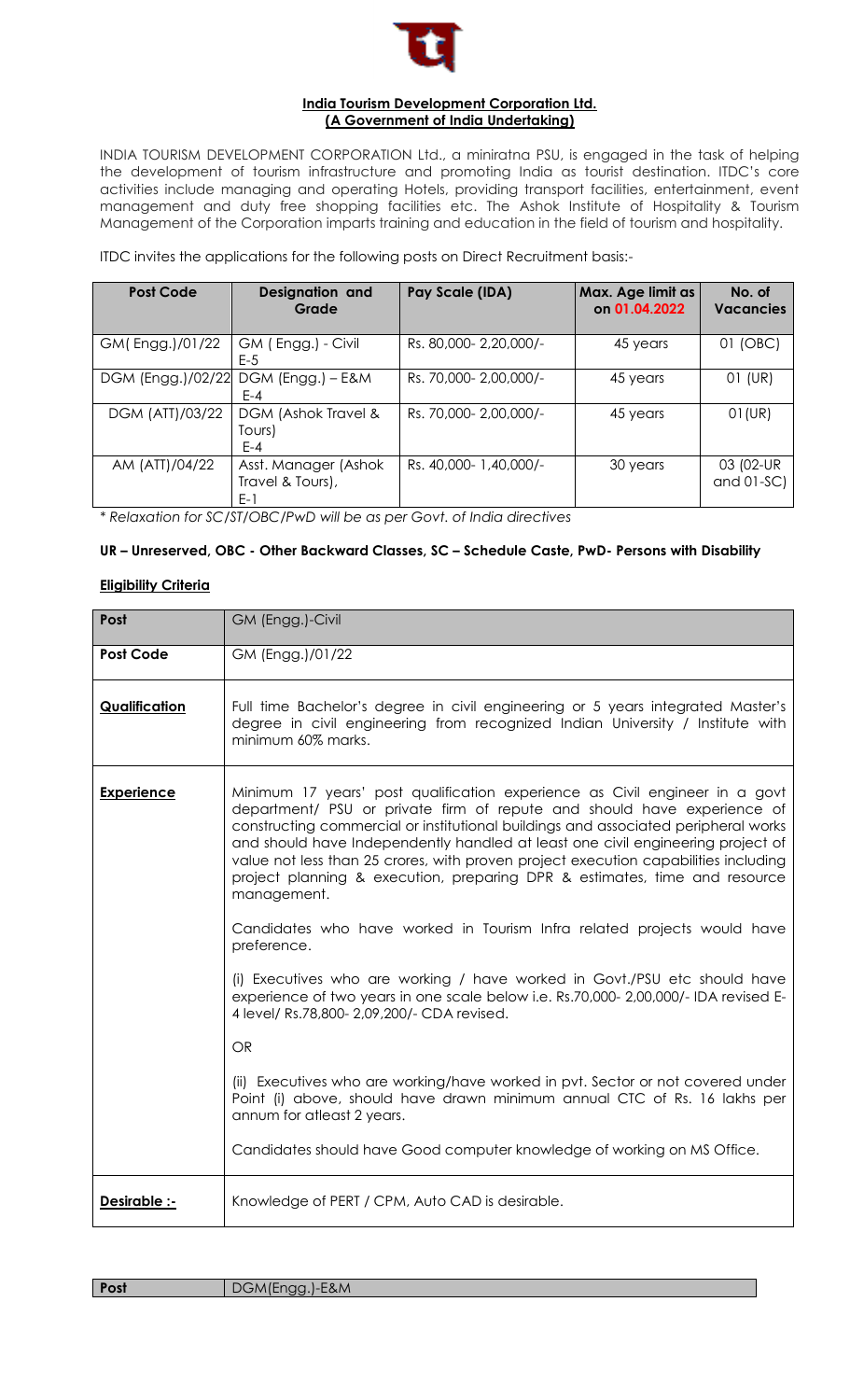**India Tourism Development Corporation Ltd.**
**(A Government of India Undertaking)**

INDIA TOURISM DEVELOPMENT CORPORATION Ltd., a miniratna PSU, is engaged in the task of helping the development of tourism infrastructure and promoting India as tourist destination. ITDC's core activities include managing and operating Hotels, providing transport facilities, entertainment, event management and duty free shopping facilities etc. The Ashok Institute of Hospitality & Tourism Management of the Corporation imparts training and education in the field of tourism and hospitality.

ITDC invites the applications for the following posts on Direct Recruitment basis:-

| Post Code | Designation and Grade | Pay Scale (IDA) | Max. Age limit as on 01.04.2022 | No. of Vacancies |
|---|---|---|---|---|
| GM( Engg.)/01/22 | GM ( Engg.) - Civil E-5 | Rs. 80,000- 2,20,000/- | 45 years | 01 (OBC) |
| DGM (Engg.)/02/22 | DGM (Engg.) – E&M E-4 | Rs. 70,000- 2,00,000/- | 45 years | 01 (UR) |
| DGM (ATT)/03/22 | DGM (Ashok Travel & Tours) E-4 | Rs. 70,000- 2,00,000/- | 45 years | 01(UR) |
| AM (ATT)/04/22 | Asst. Manager (Ashok Travel & Tours), E-1 | Rs. 40,000- 1,40,000/- | 30 years | 03 (02-UR and 01-SC) |

*\* Relaxation for SC/ST/OBC/PwD will be as per Govt. of India directives*

**UR – Unreserved, OBC - Other Backward Classes, SC – Schedule Caste, PwD- Persons with Disability**

**Eligibility Criteria**

| Post | GM (Engg.)-Civil |
|---|---|
| **Post Code** | GM (Engg.)/01/22 |
| **Qualification** | Full time Bachelor's degree in civil engineering or 5 years integrated Master's degree in civil engineering from recognized Indian University / Institute with minimum 60% marks. |
| **Experience** | Minimum 17 years' post qualification experience as Civil engineer in a govt department/ PSU or private firm of repute and should have experience of constructing commercial or institutional buildings and associated peripheral works and should have Independently handled at least one civil engineering project of value not less than 25 crores, with proven project execution capabilities including project planning & execution, preparing DPR & estimates, time and resource management.<br><br>Candidates who have worked in Tourism Infra related projects would have preference.<br><br>(i) Executives who are working / have worked in Govt./PSU etc should have experience of two years in one scale below i.e. Rs.70,000- 2,00,000/- IDA revised E-4 level/ Rs.78,800- 2,09,200/- CDA revised.<br><br>OR<br><br>(ii) Executives who are working/have worked in pvt. Sector or not covered under Point (i) above, should have drawn minimum annual CTC of Rs. 16 lakhs per annum for atleast 2 years.<br><br>Candidates should have Good computer knowledge of working on MS Office. |
| **Desirable :-** | Knowledge of PERT / CPM, Auto CAD is desirable. |

| Post | DGM(Engg.)-E&M |
|---|---|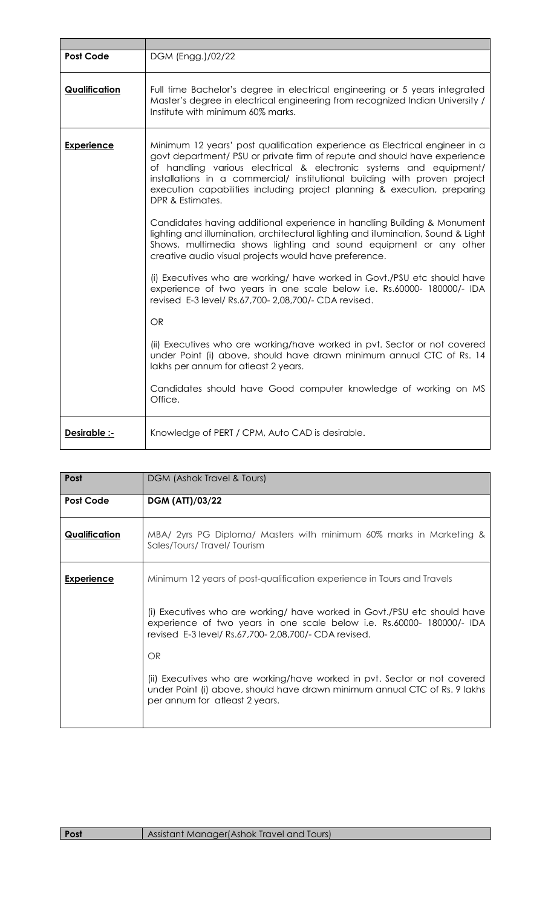| | |
|---|---|
| **Post Code** | DGM (Engg.)/02/22 |
| **Qualification** | Full time Bachelor's degree in electrical engineering or 5 years integrated Master's degree in electrical engineering from recognized Indian University / Institute with minimum 60% marks. |
| **Experience** | Minimum 12 years' post qualification experience as Electrical engineer in a govt department/ PSU or private firm of repute and should have experience of handling various electrical & electronic systems and equipment/ installations in a commercial/ institutional building with proven project execution capabilities including project planning & execution, preparing DPR & Estimates.<br><br>Candidates having additional experience in handling Building & Monument lighting and illumination, architectural lighting and illumination, Sound & Light Shows, multimedia shows lighting and sound equipment or any other creative audio visual projects would have preference.<br><br>(i) Executives who are working/ have worked in Govt./PSU etc should have experience of two years in one scale below i.e. Rs.60000- 180000/- IDA revised E-3 level/ Rs.67,700- 2,08,700/- CDA revised.<br><br>OR<br><br>(ii) Executives who are working/have worked in pvt. Sector or not covered under Point (i) above, should have drawn minimum annual CTC of Rs. 14 lakhs per annum for atleast 2 years.<br><br>Candidates should have Good computer knowledge of working on MS Office. |
| **Desirable :-** | Knowledge of PERT / CPM, Auto CAD is desirable. |

| **Post** | DGM (Ashok Travel & Tours) |
|---|---|
| **Post Code** | **DGM (ATT)/03/22** |
| **Qualification** | MBA/ 2yrs PG Diploma/ Masters with minimum 60% marks in Marketing & Sales/Tours/ Travel/ Tourism |
| **Experience** | Minimum 12 years of post-qualification experience in Tours and Travels<br><br>(i) Executives who are working/ have worked in Govt./PSU etc should have experience of two years in one scale below i.e. Rs.60000- 180000/- IDA revised E-3 level/ Rs.67,700- 2,08,700/- CDA revised.<br><br>OR<br><br>(ii) Executives who are working/have worked in pvt. Sector or not covered under Point (i) above, should have drawn minimum annual CTC of Rs. 9 lakhs per annum for atleast 2 years. |

| **Post** | Assistant Manager(Ashok Travel and Tours) |
|---|---|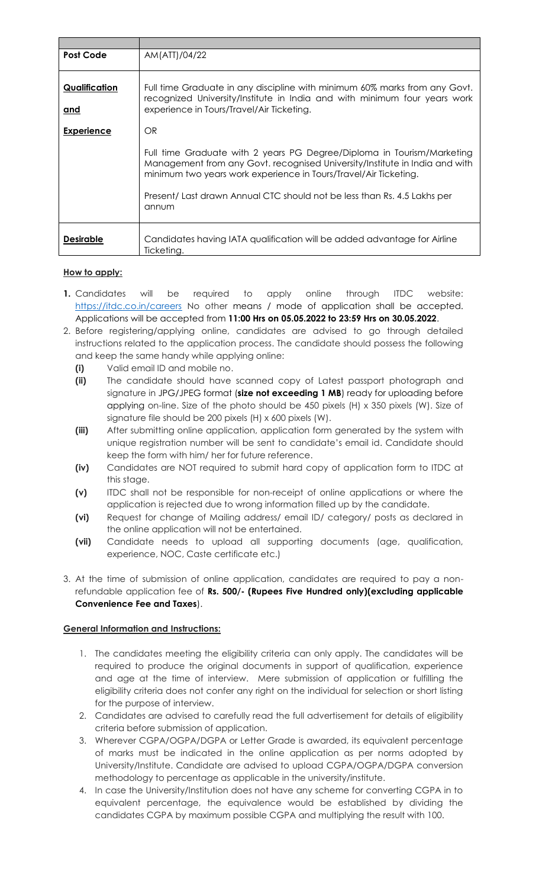| | |
|---|---|
| **Post Code** | AM(ATT)/04/22 |
| **Qualification and Experience** | Full time Graduate in any discipline with minimum 60% marks from any Govt. recognized University/Institute in India and with minimum four years work experience in Tours/Travel/Air Ticketing.<br><br>OR<br><br>Full time Graduate with 2 years PG Degree/Diploma in Tourism/Marketing Management from any Govt. recognised University/Institute in India and with minimum two years work experience in Tours/Travel/Air Ticketing.<br><br>Present/ Last drawn Annual CTC should not be less than Rs. 4.5 Lakhs per annum |
| **Desirable** | Candidates having IATA qualification will be added advantage for Airline Ticketing. |

**How to apply:**

1. Candidates will be required to apply online through ITDC website: https://itdc.co.in/careers No other means / mode of application shall be accepted. Applications will be accepted from **11:00 Hrs on 05.05.2022 to 23:59 Hrs on 30.05.2022**.
2. Before registering/applying online, candidates are advised to go through detailed instructions related to the application process. The candidate should possess the following and keep the same handy while applying online:
   - **(i)** Valid email ID and mobile no.
   - **(ii)** The candidate should have scanned copy of Latest passport photograph and signature in JPG/JPEG format (**size not exceeding 1 MB**) ready for uploading before applying on-line. Size of the photo should be 450 pixels (H) x 350 pixels (W). Size of signature file should be 200 pixels (H) x 600 pixels (W).
   - **(iii)** After submitting online application, application form generated by the system with unique registration number will be sent to candidate's email id. Candidate should keep the form with him/ her for future reference.
   - **(iv)** Candidates are NOT required to submit hard copy of application form to ITDC at this stage.
   - **(v)** ITDC shall not be responsible for non-receipt of online applications or where the application is rejected due to wrong information filled up by the candidate.
   - **(vi)** Request for change of Mailing address/ email ID/ category/ posts as declared in the online application will not be entertained.
   - **(vii)** Candidate needs to upload all supporting documents (age, qualification, experience, NOC, Caste certificate etc.)
3. At the time of submission of online application, candidates are required to pay a non-refundable application fee of **Rs. 500/- (Rupees Five Hundred only)(excluding applicable Convenience Fee and Taxes**).

**General Information and Instructions:**

1. The candidates meeting the eligibility criteria can only apply. The candidates will be required to produce the original documents in support of qualification, experience and age at the time of interview. Mere submission of application or fulfilling the eligibility criteria does not confer any right on the individual for selection or short listing for the purpose of interview.
2. Candidates are advised to carefully read the full advertisement for details of eligibility criteria before submission of application.
3. Wherever CGPA/OGPA/DGPA or Letter Grade is awarded, its equivalent percentage of marks must be indicated in the online application as per norms adopted by University/Institute. Candidate are advised to upload CGPA/OGPA/DGPA conversion methodology to percentage as applicable in the university/institute.
4. In case the University/Institution does not have any scheme for converting CGPA in to equivalent percentage, the equivalence would be established by dividing the candidates CGPA by maximum possible CGPA and multiplying the result with 100.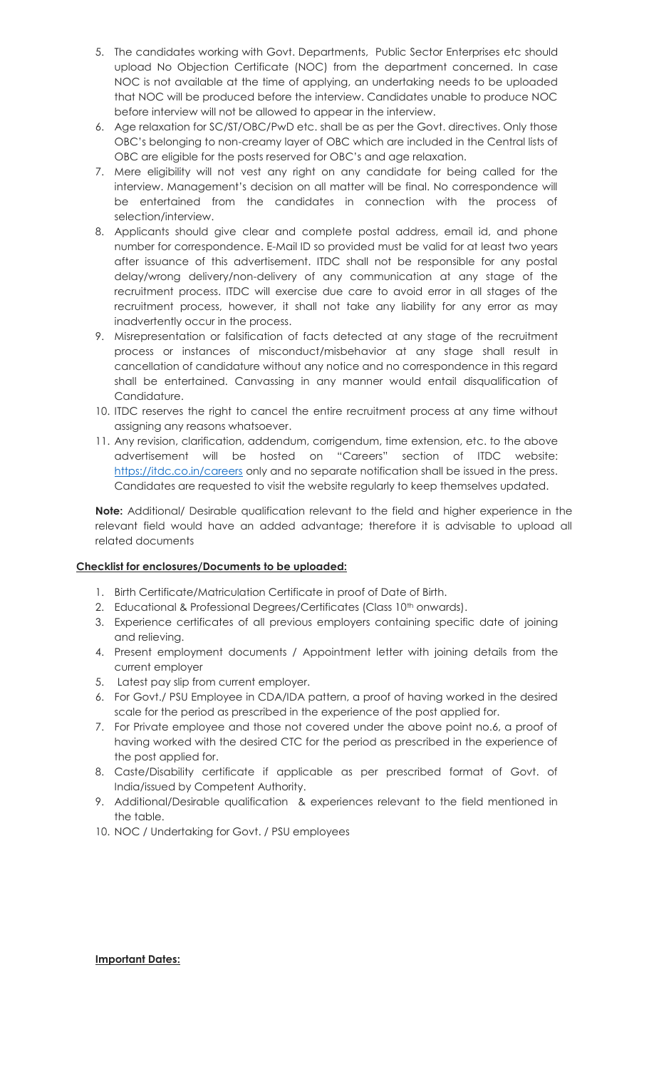5. The candidates working with Govt. Departments, Public Sector Enterprises etc should upload No Objection Certificate (NOC) from the department concerned. In case NOC is not available at the time of applying, an undertaking needs to be uploaded that NOC will be produced before the interview. Candidates unable to produce NOC before interview will not be allowed to appear in the interview.
6. Age relaxation for SC/ST/OBC/PwD etc. shall be as per the Govt. directives. Only those OBC's belonging to non-creamy layer of OBC which are included in the Central lists of OBC are eligible for the posts reserved for OBC's and age relaxation.
7. Mere eligibility will not vest any right on any candidate for being called for the interview. Management's decision on all matter will be final. No correspondence will be entertained from the candidates in connection with the process of selection/interview.
8. Applicants should give clear and complete postal address, email id, and phone number for correspondence. E-Mail ID so provided must be valid for at least two years after issuance of this advertisement. ITDC shall not be responsible for any postal delay/wrong delivery/non-delivery of any communication at any stage of the recruitment process. ITDC will exercise due care to avoid error in all stages of the recruitment process, however, it shall not take any liability for any error as may inadvertently occur in the process.
9. Misrepresentation or falsification of facts detected at any stage of the recruitment process or instances of misconduct/misbehavior at any stage shall result in cancellation of candidature without any notice and no correspondence in this regard shall be entertained. Canvassing in any manner would entail disqualification of Candidature.
10. ITDC reserves the right to cancel the entire recruitment process at any time without assigning any reasons whatsoever.
11. Any revision, clarification, addendum, corrigendum, time extension, etc. to the above advertisement will be hosted on "Careers" section of ITDC website: https://itdc.co.in/careers only and no separate notification shall be issued in the press. Candidates are requested to visit the website regularly to keep themselves updated.

**Note:** Additional/ Desirable qualification relevant to the field and higher experience in the relevant field would have an added advantage; therefore it is advisable to upload all related documents

**Checklist for enclosures/Documents to be uploaded:**

1. Birth Certificate/Matriculation Certificate in proof of Date of Birth.
2. Educational & Professional Degrees/Certificates (Class 10th onwards).
3. Experience certificates of all previous employers containing specific date of joining and relieving.
4. Present employment documents / Appointment letter with joining details from the current employer
5. Latest pay slip from current employer.
6. For Govt./ PSU Employee in CDA/IDA pattern, a proof of having worked in the desired scale for the period as prescribed in the experience of the post applied for.
7. For Private employee and those not covered under the above point no.6, a proof of having worked with the desired CTC for the period as prescribed in the experience of the post applied for.
8. Caste/Disability certificate if applicable as per prescribed format of Govt. of India/issued by Competent Authority.
9. Additional/Desirable qualification & experiences relevant to the field mentioned in the table.
10. NOC / Undertaking for Govt. / PSU employees

**Important Dates:**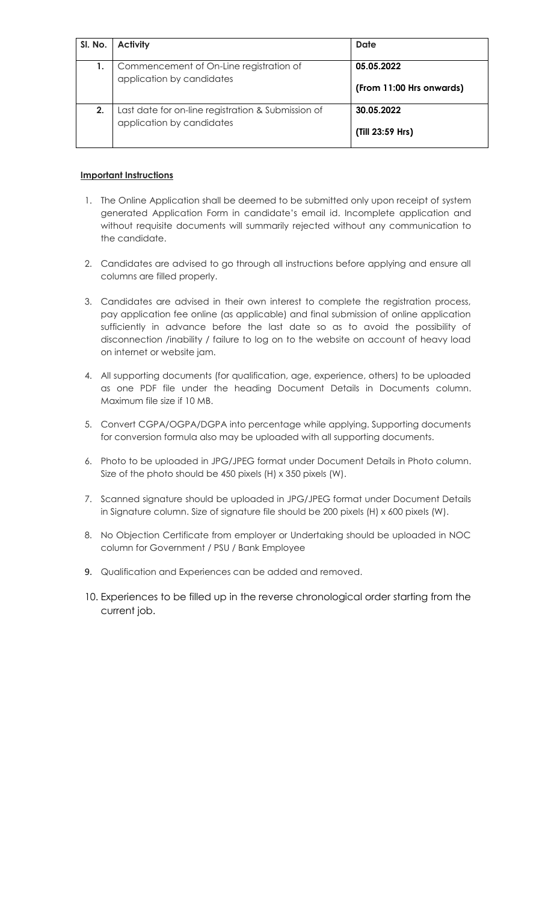| Sl. No. | Activity | Date |
|---|---|---|
| **1.** | Commencement of On-Line registration of application by candidates | **05.05.2022** <br> **(From 11:00 Hrs onwards)** |
| **2.** | Last date for on-line registration & Submission of application by candidates | **30.05.2022** <br> **(Till 23:59 Hrs)** |

**Important Instructions**

1. The Online Application shall be deemed to be submitted only upon receipt of system generated Application Form in candidate's email id. Incomplete application and without requisite documents will summarily rejected without any communication to the candidate.
2. Candidates are advised to go through all instructions before applying and ensure all columns are filled properly.
3. Candidates are advised in their own interest to complete the registration process, pay application fee online (as applicable) and final submission of online application sufficiently in advance before the last date so as to avoid the possibility of disconnection /inability / failure to log on to the website on account of heavy load on internet or website jam.
4. All supporting documents (for qualification, age, experience, others) to be uploaded as one PDF file under the heading Document Details in Documents column. Maximum file size if 10 MB.
5. Convert CGPA/OGPA/DGPA into percentage while applying. Supporting documents for conversion formula also may be uploaded with all supporting documents.
6. Photo to be uploaded in JPG/JPEG format under Document Details in Photo column. Size of the photo should be 450 pixels (H) x 350 pixels (W).
7. Scanned signature should be uploaded in JPG/JPEG format under Document Details in Signature column. Size of signature file should be 200 pixels (H) x 600 pixels (W).
8. No Objection Certificate from employer or Undertaking should be uploaded in NOC column for Government / PSU / Bank Employee
9. Qualification and Experiences can be added and removed.
10. Experiences to be filled up in the reverse chronological order starting from the current job.